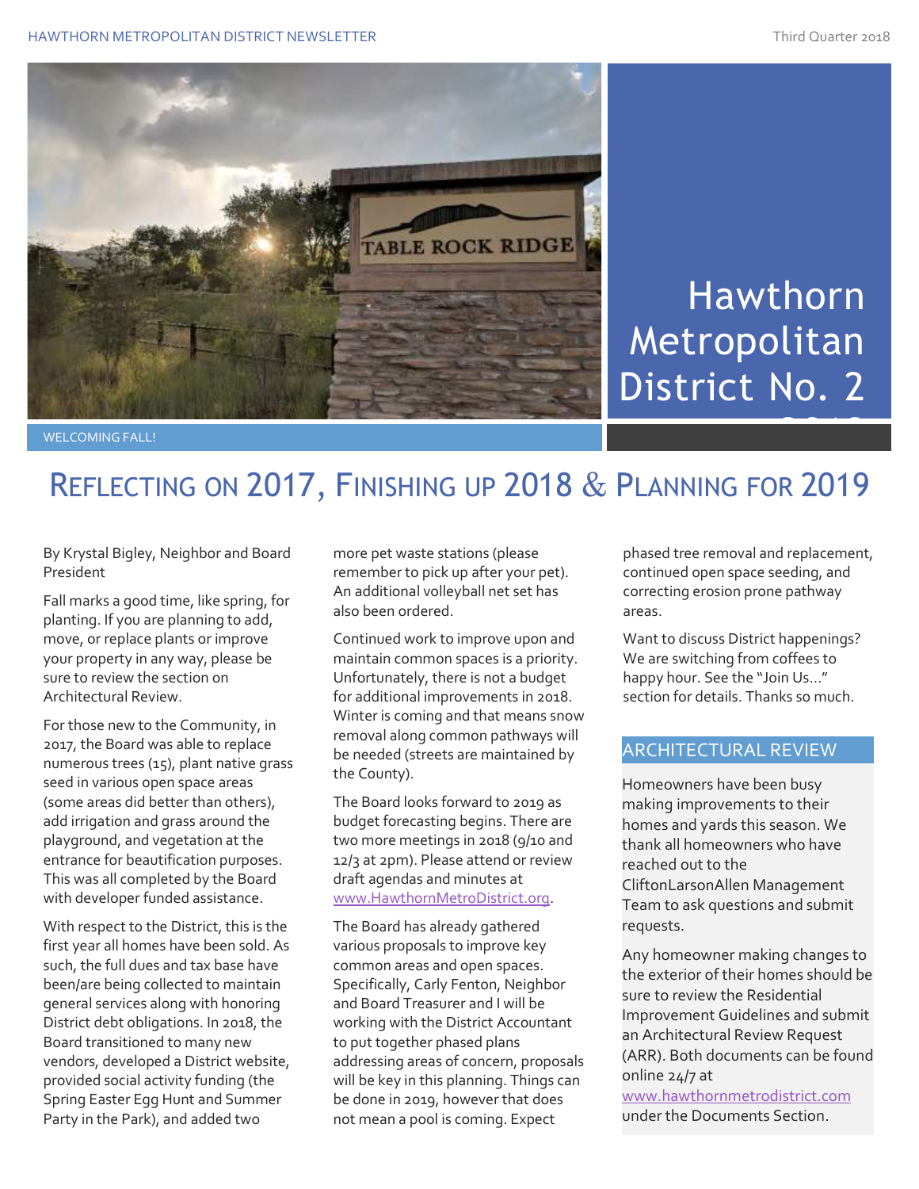# Hawthorn Metropolitan District No. 2

WELCOMING FALL!

## Reflecting on 2017, Finishing up 2018 & Planning for 2019

By Krystal Bigley, Neighbor and Board President

Fall marks a good time, like spring, for planting. If you are planning to add, move, or replace plants or improve your property in any way, please be sure to review the section on Architectural Review.

For those new to the Community, in 2017, the Board was able to replace numerous trees (15), plant native grass seed in various open space areas (some areas did better than others), add irrigation and grass around the playground, and vegetation at the entrance for beautification purposes. This was all completed by the Board with developer funded assistance.

With respect to the District, this is the first year all homes have been sold. As such, the full dues and tax base have been/are being collected to maintain general services along with honoring District debt obligations. In 2018, the Board transitioned to many new vendors, developed a District website, provided social activity funding (the Spring Easter Egg Hunt and Summer Party in the Park), and added two more pet waste stations (please remember to pick up after your pet). An additional volleyball net set has also been ordered.

Continued work to improve upon and maintain common spaces is a priority. Unfortunately, there is not a budget for additional improvements in 2018. Winter is coming and that means snow removal along common pathways will be needed (streets are maintained by the County).

The Board looks forward to 2019 as budget forecasting begins. There are two more meetings in 2018 (9/10 and 12/3 at 2pm). Please attend or review draft agendas and minutes at www.HawthornMetroDistrict.org.

The Board has already gathered various proposals to improve key common areas and open spaces. Specifically, Carly Fenton, Neighbor and Board Treasurer and I will be working with the District Accountant to put together phased plans addressing areas of concern, proposals will be key in this planning. Things can be done in 2019, however that does not mean a pool is coming. Expect phased tree removal and replacement, continued open space seeding, and correcting erosion prone pathway areas.

Want to discuss District happenings? We are switching from coffees to happy hour. See the "Join Us..." section for details. Thanks so much.

### ARCHITECTURAL REVIEW

Homeowners have been busy making improvements to their homes and yards this season. We thank all homeowners who have reached out to the CliftonLarsonAllen Management Team to ask questions and submit requests.

Any homeowner making changes to the exterior of their homes should be sure to review the Residential Improvement Guidelines and submit an Architectural Review Request (ARR). Both documents can be found online 24/7 at www.hawthornmetrodistrict.com under the Documents Section.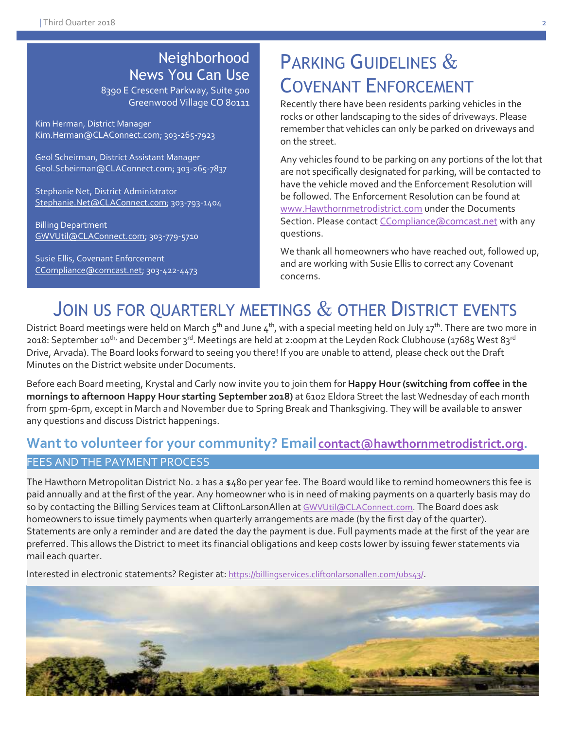## Neighborhood News You Can Use

8390 E Crescent Parkway, Suite 500
Greenwood Village CO 80111

Kim Herman, District Manager
Kim.Herman@CLAConnect.com; 303-265-7923

Geol Scheirman, District Assistant Manager
Geol.Scheirman@CLAConnect.com; 303-265-7837

Stephanie Net, District Administrator
Stephanie.Net@CLAConnect.com; 303-793-1404

Billing Department
GWVUtil@CLAConnect.com; 303-779-5710

Susie Ellis, Covenant Enforcement
CCompliance@comcast.net; 303-422-4473

# Parking Guidelines & Covenant Enforcement

Recently there have been residents parking vehicles in the rocks or other landscaping to the sides of driveways. Please remember that vehicles can only be parked on driveways and on the street.

Any vehicles found to be parking on any portions of the lot that are not specifically designated for parking, will be contacted to have the vehicle moved and the Enforcement Resolution will be followed. The Enforcement Resolution can be found at www.Hawthornmetrodistrict.com under the Documents Section. Please contact CCompliance@comcast.net with any questions.

We thank all homeowners who have reached out, followed up, and are working with Susie Ellis to correct any Covenant concerns.

# Join us for quarterly meetings & other District events

District Board meetings were held on March 5th and June 4th, with a special meeting held on July 17th. There are two more in 2018: September 10th, and December 3rd. Meetings are held at 2:00pm at the Leyden Rock Clubhouse (17685 West 83rd Drive, Arvada). The Board looks forward to seeing you there! If you are unable to attend, please check out the Draft Minutes on the District website under Documents.

Before each Board meeting, Krystal and Carly now invite you to join them for **Happy Hour (switching from coffee in the mornings to afternoon Happy Hour starting September 2018)** at 6102 Eldora Street the last Wednesday of each month from 5pm-6pm, except in March and November due to Spring Break and Thanksgiving. They will be available to answer any questions and discuss District happenings.

### Want to volunteer for your community? Email contact@hawthornmetrodistrict.org.

## Fees and the Payment Process

The Hawthorn Metropolitan District No. 2 has a $480 per year fee. The Board would like to remind homeowners this fee is paid annually and at the first of the year. Any homeowner who is in need of making payments on a quarterly basis may do so by contacting the Billing Services team at CliftonLarsonAllen at GWVUtil@CLAConnect.com. The Board does ask homeowners to issue timely payments when quarterly arrangements are made (by the first day of the quarter). Statements are only a reminder and are dated the day the payment is due. Full payments made at the first of the year are preferred. This allows the District to meet its financial obligations and keep costs lower by issuing fewer statements via mail each quarter.

Interested in electronic statements? Register at: https://billingservices.cliftonlarsonallen.com/ubs43/.